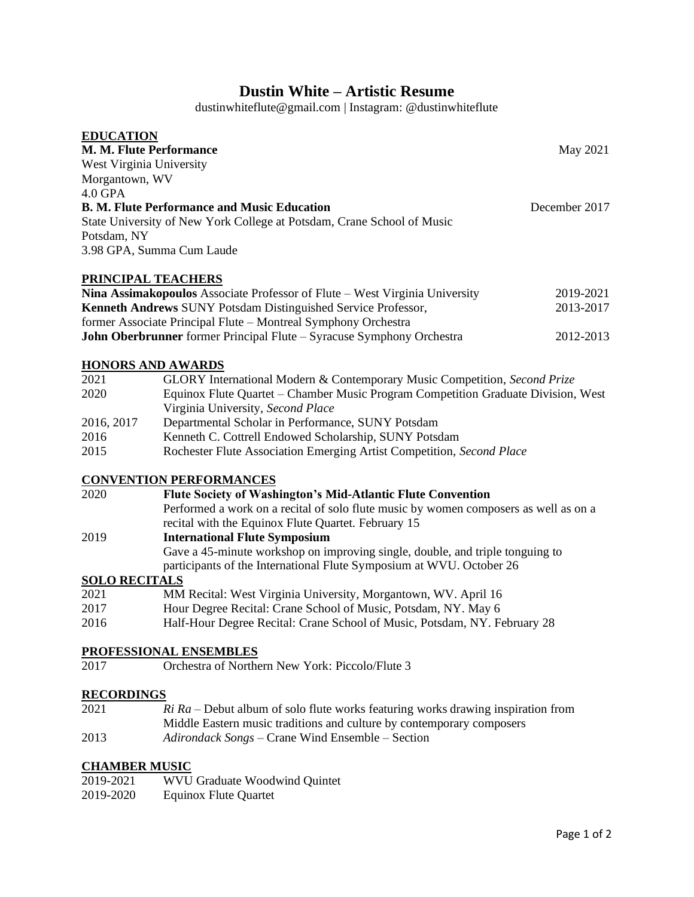# Dustin White – Artistic Resume

dustinwhiteflute@gmail.com | Instagram: @dustinwhiteflute

## EDUCATION

**M. M. Flute Performance** — May 2021
West Virginia University
Morgantown, WV
4.0 GPA

**B. M. Flute Performance and Music Education** — December 2017
State University of New York College at Potsdam, Crane School of Music
Potsdam, NY
3.98 GPA, Summa Cum Laude

## PRINCIPAL TEACHERS

**Nina Assimakopoulos** Associate Professor of Flute – West Virginia University — 2019-2021

**Kenneth Andrews** SUNY Potsdam Distinguished Service Professor, former Associate Principal Flute – Montreal Symphony Orchestra — 2013-2017

**John Oberbrunner** former Principal Flute – Syracuse Symphony Orchestra — 2012-2013

## HONORS AND AWARDS

| | |
|---|---|
| 2021 | GLORY International Modern & Contemporary Music Competition, *Second Prize* |
| 2020 | Equinox Flute Quartet – Chamber Music Program Competition Graduate Division, West Virginia University, *Second Place* |
| 2016, 2017 | Departmental Scholar in Performance, SUNY Potsdam |
| 2016 | Kenneth C. Cottrell Endowed Scholarship, SUNY Potsdam |
| 2015 | Rochester Flute Association Emerging Artist Competition, *Second Place* |

## CONVENTION PERFORMANCES

2020 — **Flute Society of Washington's Mid-Atlantic Flute Convention**
Performed a work on a recital of solo flute music by women composers as well as on a recital with the Equinox Flute Quartet. February 15

2019 — **International Flute Symposium**
Gave a 45-minute workshop on improving single, double, and triple tonguing to participants of the International Flute Symposium at WVU. October 26

## SOLO RECITALS

| | |
|---|---|
| 2021 | MM Recital: West Virginia University, Morgantown, WV. April 16 |
| 2017 | Hour Degree Recital: Crane School of Music, Potsdam, NY. May 6 |
| 2016 | Half-Hour Degree Recital: Crane School of Music, Potsdam, NY. February 28 |

## PROFESSIONAL ENSEMBLES

| | |
|---|---|
| 2017 | Orchestra of Northern New York: Piccolo/Flute 3 |

## RECORDINGS

| | |
|---|---|
| 2021 | *Ri Ra* – Debut album of solo flute works featuring works drawing inspiration from Middle Eastern music traditions and culture by contemporary composers |
| 2013 | *Adirondack Songs* – Crane Wind Ensemble – Section |

## CHAMBER MUSIC

| | |
|---|---|
| 2019-2021 | WVU Graduate Woodwind Quintet |
| 2019-2020 | Equinox Flute Quartet |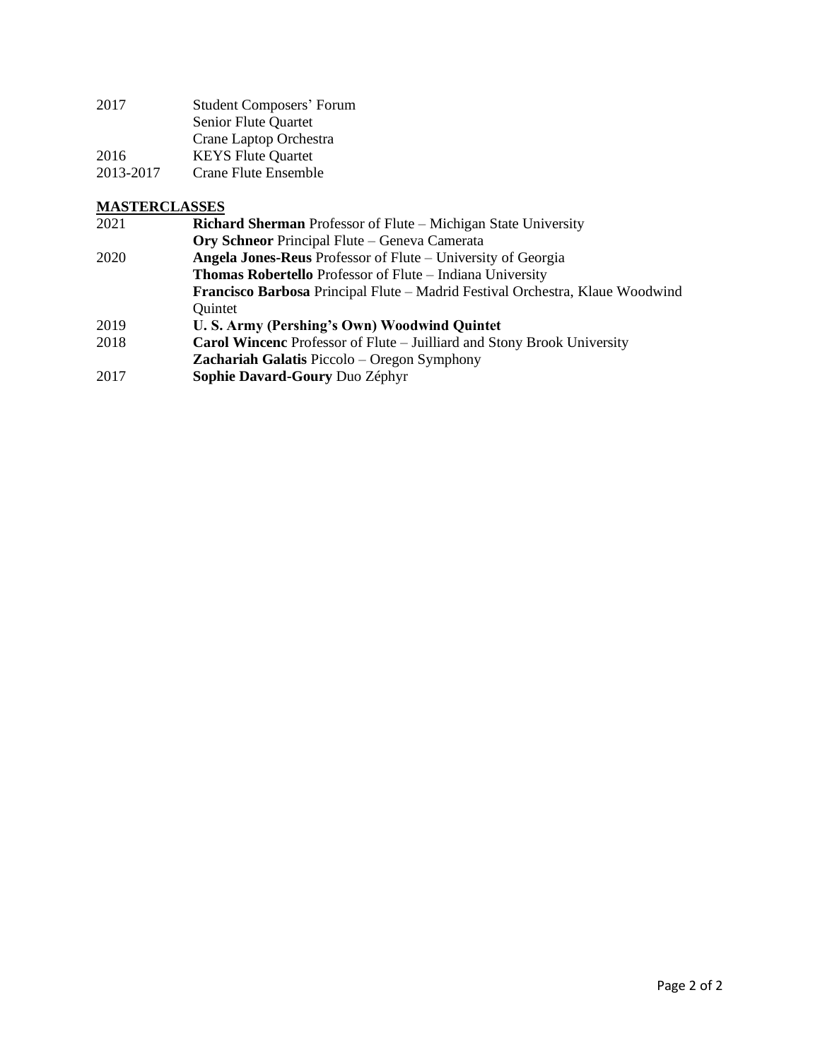| | |
|---|---|
| 2017 | Student Composers' Forum |
| | Senior Flute Quartet |
| | Crane Laptop Orchestra |
| 2016 | KEYS Flute Quartet |
| 2013-2017 | Crane Flute Ensemble |

## MASTERCLASSES

| | |
|---|---|
| 2021 | **Richard Sherman** Professor of Flute – Michigan State University |
| | **Ory Schneor** Principal Flute – Geneva Camerata |
| 2020 | **Angela Jones-Reus** Professor of Flute – University of Georgia |
| | **Thomas Robertello** Professor of Flute – Indiana University |
| | **Francisco Barbosa** Principal Flute – Madrid Festival Orchestra, Klaue Woodwind Quintet |
| 2019 | **U. S. Army (Pershing's Own) Woodwind Quintet** |
| 2018 | **Carol Wincenc** Professor of Flute – Juilliard and Stony Brook University |
| | **Zachariah Galatis** Piccolo – Oregon Symphony |
| 2017 | **Sophie Davard-Goury** Duo Zéphyr |